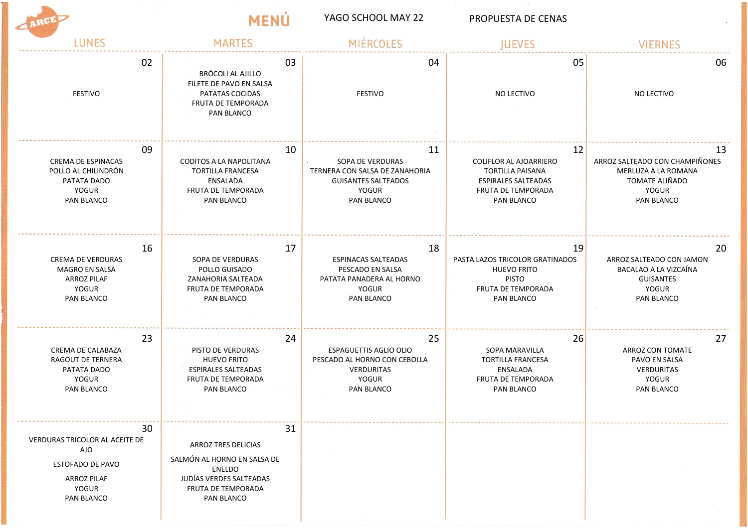ARCE

# MENÚ

YAGO SCHOOL MAY 22

PROPUESTA DE CENAS

| LUNES | MARTES | MIÉRCOLES | JUEVES | VIERNES |
|---|---|---|---|---|
| 02<br>FESTIVO | 03<br>BRÓCOLI AL AJILLO<br>FILETE DE PAVO EN SALSA<br>PATATAS COCIDAS<br>FRUTA DE TEMPORADA<br>PAN BLANCO | 04<br>FESTIVO | 05<br>NO LECTIVO | 06<br>NO LECTIVO |
| 09<br>CREMA DE ESPINACAS<br>POLLO AL CHILINDRÓN<br>PATATA DADO<br>YOGUR<br>PAN BLANCO | 10<br>CODITOS A LA NAPOLITANA<br>TORTILLA FRANCESA<br>ENSALADA<br>FRUTA DE TEMPORADA<br>PAN BLANCO | 11<br>SOPA DE VERDURAS<br>TERNERA CON SALSA DE ZANAHORIA<br>GUISANTES SALTEADOS<br>YOGUR<br>PAN BLANCO | 12<br>COLIFLOR AL AJOARRIERO<br>TORTILLA PAISANA<br>ESPIRALES SALTEADAS<br>FRUTA DE TEMPORADA<br>PAN BLANCO | 13<br>ARROZ SALTEADO CON CHAMPIÑONES<br>MERLUZA A LA ROMANA<br>TOMATE ALIÑADO<br>YOGUR<br>PAN BLANCO |
| 16<br>CREMA DE VERDURAS<br>MAGRO EN SALSA<br>ARROZ PILAF<br>YOGUR<br>PAN BLANCO | 17<br>SOPA DE VERDURAS<br>POLLO GUISADO<br>ZANAHORIA SALTEADA<br>FRUTA DE TEMPORADA<br>PAN BLANCO | 18<br>ESPINACAS SALTEADAS<br>PESCADO EN SALSA<br>PATATA PANADERA AL HORNO<br>YOGUR<br>PAN BLANCO | 19<br>PASTA LAZOS TRICOLOR GRATINADOS<br>HUEVO FRITO<br>PISTO<br>FRUTA DE TEMPORADA<br>PAN BLANCO | 20<br>ARROZ SALTEADO CON JAMON<br>BACALAO A LA VIZCAÍNA<br>GUISANTES<br>YOGUR<br>PAN BLANCO |
| 23<br>CREMA DE CALABAZA<br>RAGOUT DE TERNERA<br>PATATA DADO<br>YOGUR<br>PAN BLANCO | 24<br>PISTO DE VERDURAS<br>HUEVO FRITO<br>ESPIRALES SALTEADAS<br>FRUTA DE TEMPORADA<br>PAN BLANCO | 25<br>ESPAGUETTIS AGLIO OLIO<br>PESCADO AL HORNO CON CEBOLLA<br>VERDURITAS<br>YOGUR<br>PAN BLANCO | 26<br>SOPA MARAVILLA<br>TORTILLA FRANCESA<br>ENSALADA<br>FRUTA DE TEMPORADA<br>PAN BLANCO | 27<br>ARROZ CON TOMATE<br>PAVO EN SALSA<br>VERDURITAS<br>YOGUR<br>PAN BLANCO |
| 30<br>VERDURAS TRICOLOR AL ACEITE DE AJO<br>ESTOFADO DE PAVO<br>ARROZ PILAF<br>YOGUR<br>PAN BLANCO | 31<br>ARROZ TRES DELICIAS<br>SALMÓN AL HORNO EN SALSA DE ENELDO<br>JUDÍAS VERDES SALTEADAS<br>FRUTA DE TEMPORADA<br>PAN BLANCO | | | |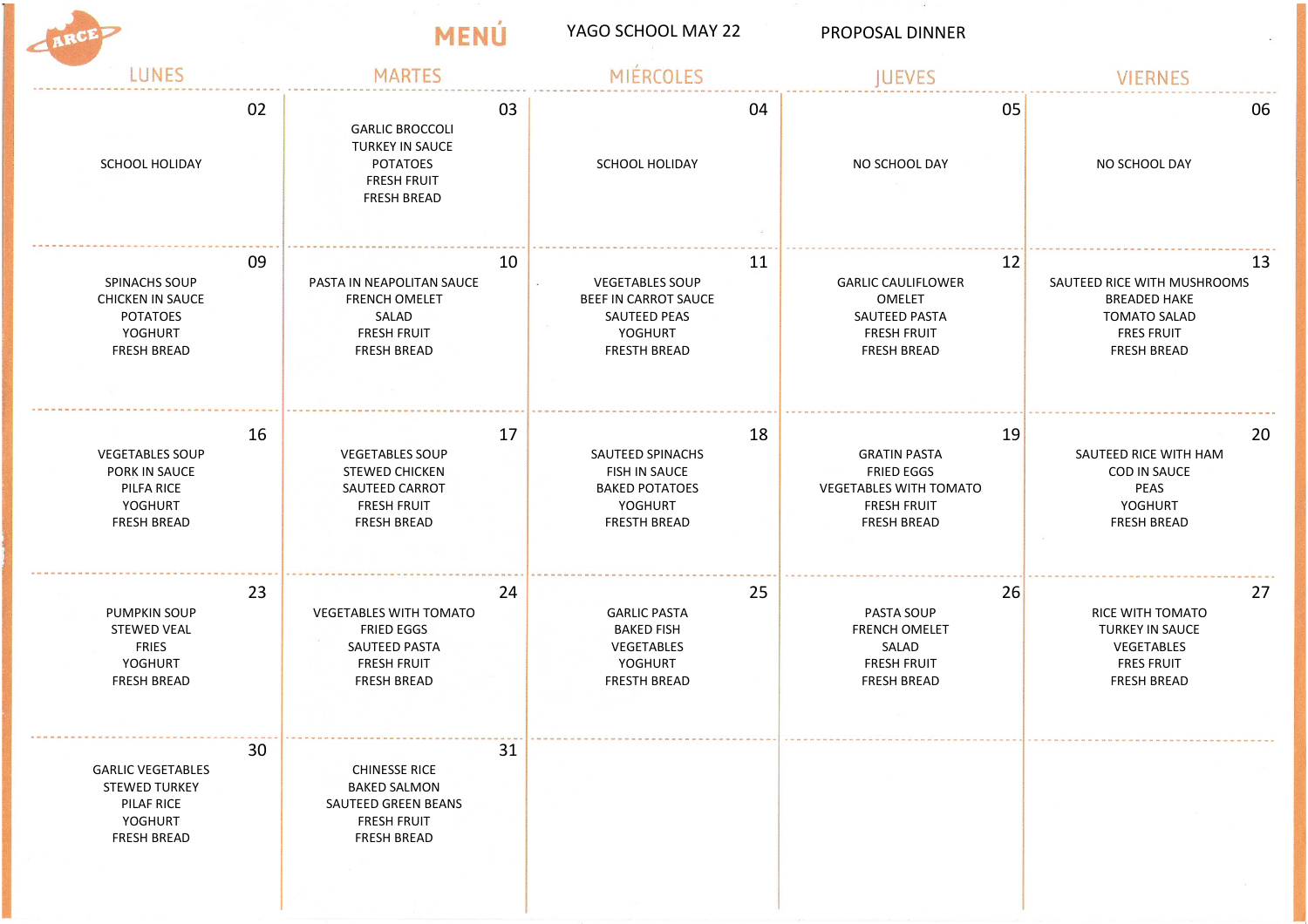ARCE

# MENÚ

YAGO SCHOOL MAY 22 PROPOSAL DINNER

| LUNES | MARTES | MIÉRCOLES | JUEVES | VIERNES |
|---|---|---|---|---|
| 02<br>SCHOOL HOLIDAY | 03<br>GARLIC BROCCOLI<br>TURKEY IN SAUCE<br>POTATOES<br>FRESH FRUIT<br>FRESH BREAD | 04<br>SCHOOL HOLIDAY | 05<br>NO SCHOOL DAY | 06<br>NO SCHOOL DAY |
| 09<br>SPINACHS SOUP<br>CHICKEN IN SAUCE<br>POTATOES<br>YOGHURT<br>FRESH BREAD | 10<br>PASTA IN NEAPOLITAN SAUCE<br>FRENCH OMELET<br>SALAD<br>FRESH FRUIT<br>FRESH BREAD | 11<br>VEGETABLES SOUP<br>BEEF IN CARROT SAUCE<br>SAUTEED PEAS<br>YOGHURT<br>FRESTH BREAD | 12<br>GARLIC CAULIFLOWER<br>OMELET<br>SAUTEED PASTA<br>FRESH FRUIT<br>FRESH BREAD | 13<br>SAUTEED RICE WITH MUSHROOMS<br>BREADED HAKE<br>TOMATO SALAD<br>FRES FRUIT<br>FRESH BREAD |
| 16<br>VEGETABLES SOUP<br>PORK IN SAUCE<br>PILFA RICE<br>YOGHURT<br>FRESH BREAD | 17<br>VEGETABLES SOUP<br>STEWED CHICKEN<br>SAUTEED CARROT<br>FRESH FRUIT<br>FRESH BREAD | 18<br>SAUTEED SPINACHS<br>FISH IN SAUCE<br>BAKED POTATOES<br>YOGHURT<br>FRESTH BREAD | 19<br>GRATIN PASTA<br>FRIED EGGS<br>VEGETABLES WITH TOMATO<br>FRESH FRUIT<br>FRESH BREAD | 20<br>SAUTEED RICE WITH HAM<br>COD IN SAUCE<br>PEAS<br>YOGHURT<br>FRESH BREAD |
| 23<br>PUMPKIN SOUP<br>STEWED VEAL<br>FRIES<br>YOGHURT<br>FRESH BREAD | 24<br>VEGETABLES WITH TOMATO<br>FRIED EGGS<br>SAUTEED PASTA<br>FRESH FRUIT<br>FRESH BREAD | 25<br>GARLIC PASTA<br>BAKED FISH<br>VEGETABLES<br>YOGHURT<br>FRESTH BREAD | 26<br>PASTA SOUP<br>FRENCH OMELET<br>SALAD<br>FRESH FRUIT<br>FRESH BREAD | 27<br>RICE WITH TOMATO<br>TURKEY IN SAUCE<br>VEGETABLES<br>FRES FRUIT<br>FRESH BREAD |
| 30<br>GARLIC VEGETABLES<br>STEWED TURKEY<br>PILAF RICE<br>YOGHURT<br>FRESH BREAD | 31<br>CHINESSE RICE<br>BAKED SALMON<br>SAUTEED GREEN BEANS<br>FRESH FRUIT<br>FRESH BREAD | | | |